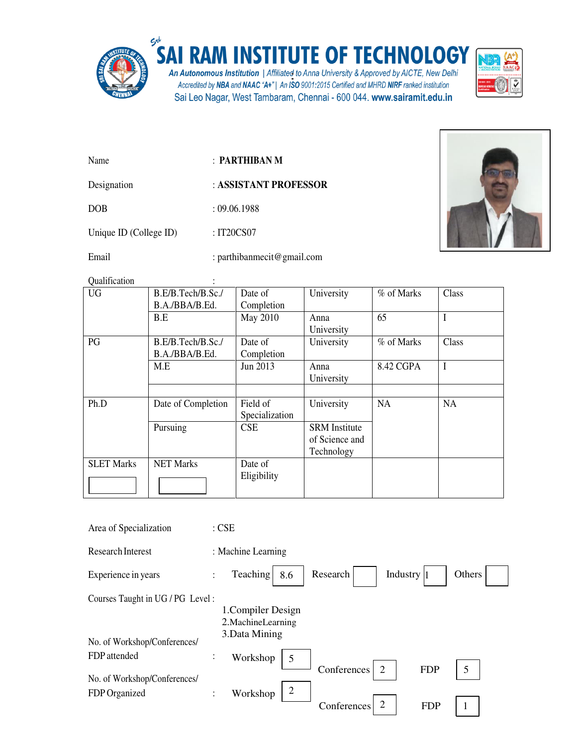# SAI RAM INSTITUTE OF TECHNOLOGY

*An Autonomous Institution | Affiliated to Anna University & Approved by AICTE, New Delhi*
*Accredited by NBA and NAAC "A+" | An ISO 9001:2015 Certified and MHRD NIRF ranked institution*
Sai Leo Nagar, West Tambaram, Chennai - 600 044. **www.sairamit.edu.in**

Name : **PARTHIBAN M**

Designation : **ASSISTANT PROFESSOR**

DOB : 09.06.1988

Unique ID (College ID) : IT20CS07

Email : parthibanmecit@gmail.com

Qualification :

| UG | B.E/B.Tech/B.Sc./ B.A./BBA/B.Ed. | Date of Completion | University | % of Marks | Class |
|---|---|---|---|---|---|
| | B.E | May 2010 | Anna University | 65 | I |
| PG | B.E/B.Tech/B.Sc./ B.A./BBA/B.Ed. | Date of Completion | University | % of Marks | Class |
| | M.E | Jun 2013 | Anna University | 8.42 CGPA | I |
| | | | | | |
| Ph.D | Date of Completion | Field of Specialization | University | NA | NA |
| | Pursuing | CSE | SRM Institute of Science and Technology | | |
| SLET Marks | NET Marks | Date of Eligibility | | | |

Area of Specialization : CSE

Research Interest : Machine Learning

Experience in years : Teaching 8.6 | Research | Industry 1 | Others

Courses Taught in UG / PG Level :

1. Compiler Design
2. MachineLearning
3. Data Mining

No. of Workshop/Conferences/ FDP attended : Workshop 5 | Conferences 2 | FDP 5

No. of Workshop/Conferences/ FDP Organized : Workshop 2 | Conferences 2 | FDP 1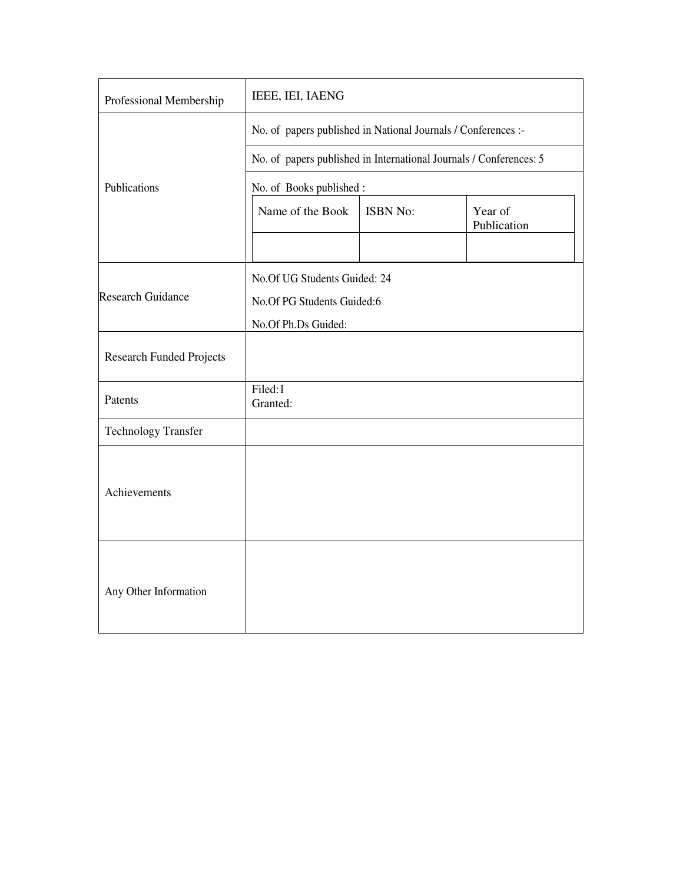| | |
|---|---|
| Professional Membership | IEEE, IEI, IAENG |
| Publications | No. of papers published in National Journals / Conferences :-<br>No. of papers published in International Journals / Conferences: 5<br>No. of Books published :<br>Name of the Book / ISBN No: / Year of Publication |
| Research Guidance | No.Of UG Students Guided: 24<br>No.Of PG Students Guided:6<br>No.Of Ph.Ds Guided: |
| Research Funded Projects | |
| Patents | Filed:1<br>Granted: |
| Technology Transfer | |
| Achievements | |
| Any Other Information | |

| Name of the Book | ISBN No: | Year of Publication |
|---|---|---|
| | | |